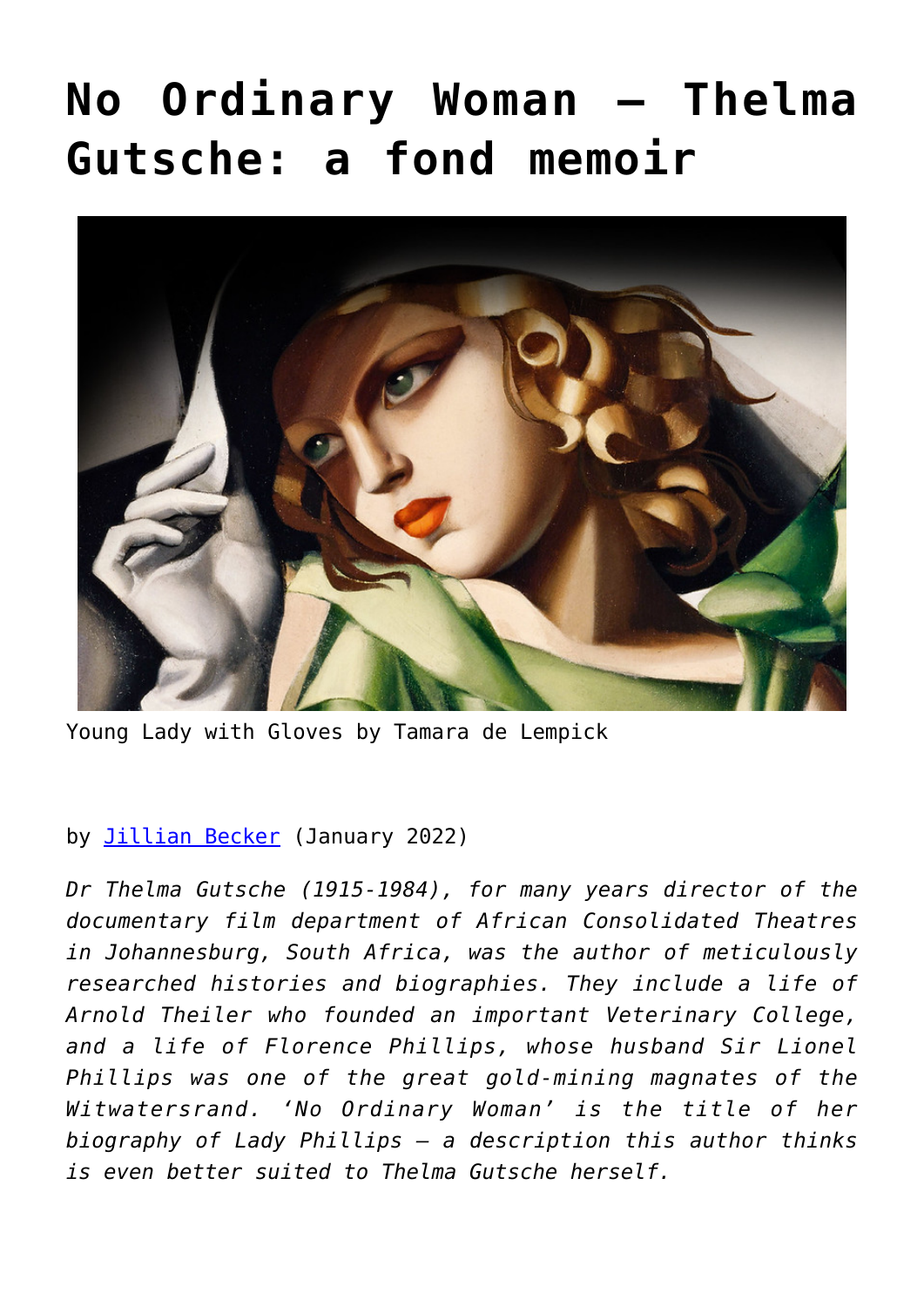# No Ordinary Woman – Thelma Gutsche: a fond memoir

Young Lady with Gloves by Tamara de Lempick

by Jillian Becker (January 2022)

*Dr Thelma Gutsche (1915-1984), for many years director of the documentary film department of African Consolidated Theatres in Johannesburg, South Africa, was the author of meticulously researched histories and biographies. They include a life of Arnold Theiler who founded an important Veterinary College, and a life of Florence Phillips, whose husband Sir Lionel Phillips was one of the great gold-mining magnates of the Witwatersrand. 'No Ordinary Woman' is the title of her biography of Lady Phillips – a description this author thinks is even better suited to Thelma Gutsche herself.*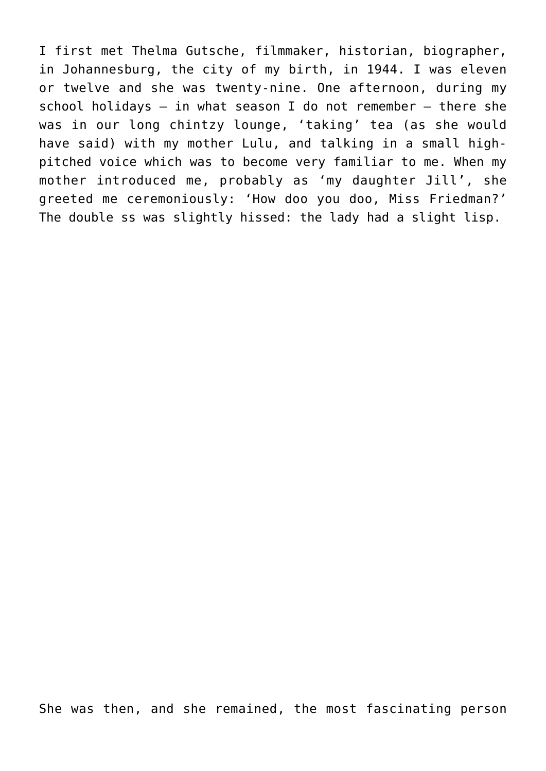I first met Thelma Gutsche, filmmaker, historian, biographer, in Johannesburg, the city of my birth, in 1944. I was eleven or twelve and she was twenty-nine. One afternoon, during my school holidays – in what season I do not remember – there she was in our long chintzy lounge, 'taking' tea (as she would have said) with my mother Lulu, and talking in a small high-pitched voice which was to become very familiar to me. When my mother introduced me, probably as 'my daughter Jill', she greeted me ceremoniously: 'How doo you doo, Miss Friedman?' The double ss was slightly hissed: the lady had a slight lisp.

She was then, and she remained, the most fascinating person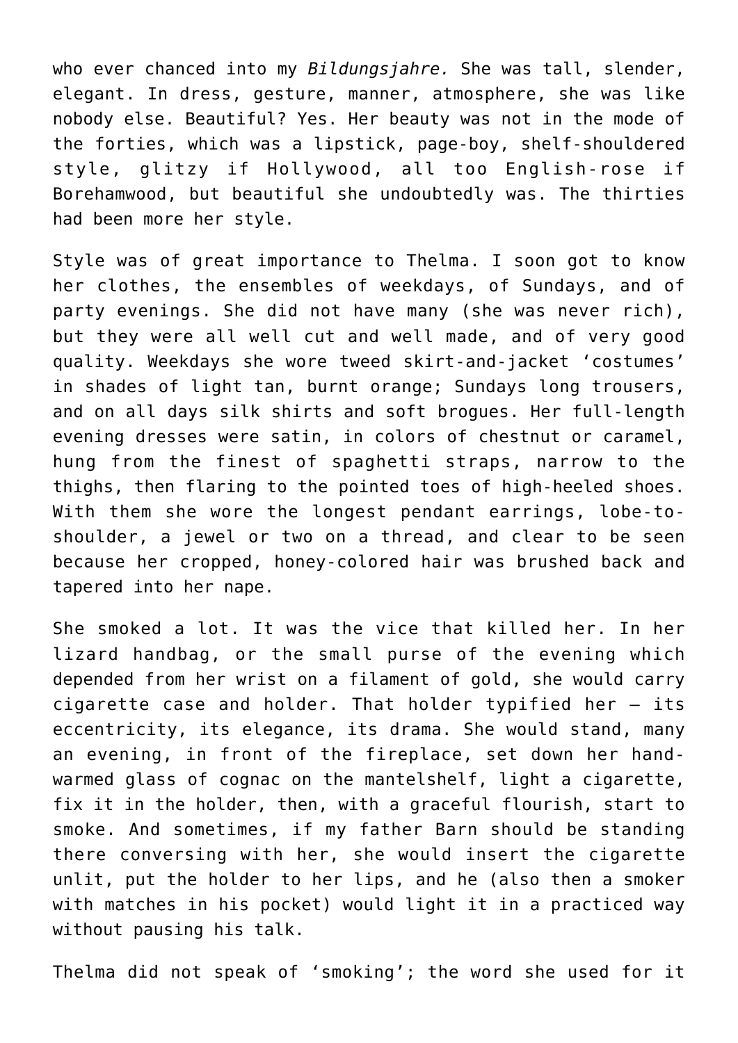who ever chanced into my *Bildungsjahre.* She was tall, slender, elegant. In dress, gesture, manner, atmosphere, she was like nobody else. Beautiful? Yes. Her beauty was not in the mode of the forties, which was a lipstick, page-boy, shelf-shouldered style, glitzy if Hollywood, all too English-rose if Borehamwood, but beautiful she undoubtedly was. The thirties had been more her style.

Style was of great importance to Thelma. I soon got to know her clothes, the ensembles of weekdays, of Sundays, and of party evenings. She did not have many (she was never rich), but they were all well cut and well made, and of very good quality. Weekdays she wore tweed skirt-and-jacket 'costumes' in shades of light tan, burnt orange; Sundays long trousers, and on all days silk shirts and soft brogues. Her full-length evening dresses were satin, in colors of chestnut or caramel, hung from the finest of spaghetti straps, narrow to the thighs, then flaring to the pointed toes of high-heeled shoes. With them she wore the longest pendant earrings, lobe-to-shoulder, a jewel or two on a thread, and clear to be seen because her cropped, honey-colored hair was brushed back and tapered into her nape.

She smoked a lot. It was the vice that killed her. In her lizard handbag, or the small purse of the evening which depended from her wrist on a filament of gold, she would carry cigarette case and holder. That holder typified her – its eccentricity, its elegance, its drama. She would stand, many an evening, in front of the fireplace, set down her hand-warmed glass of cognac on the mantelshelf, light a cigarette, fix it in the holder, then, with a graceful flourish, start to smoke. And sometimes, if my father Barn should be standing there conversing with her, she would insert the cigarette unlit, put the holder to her lips, and he (also then a smoker with matches in his pocket) would light it in a practiced way without pausing his talk.

Thelma did not speak of 'smoking'; the word she used for it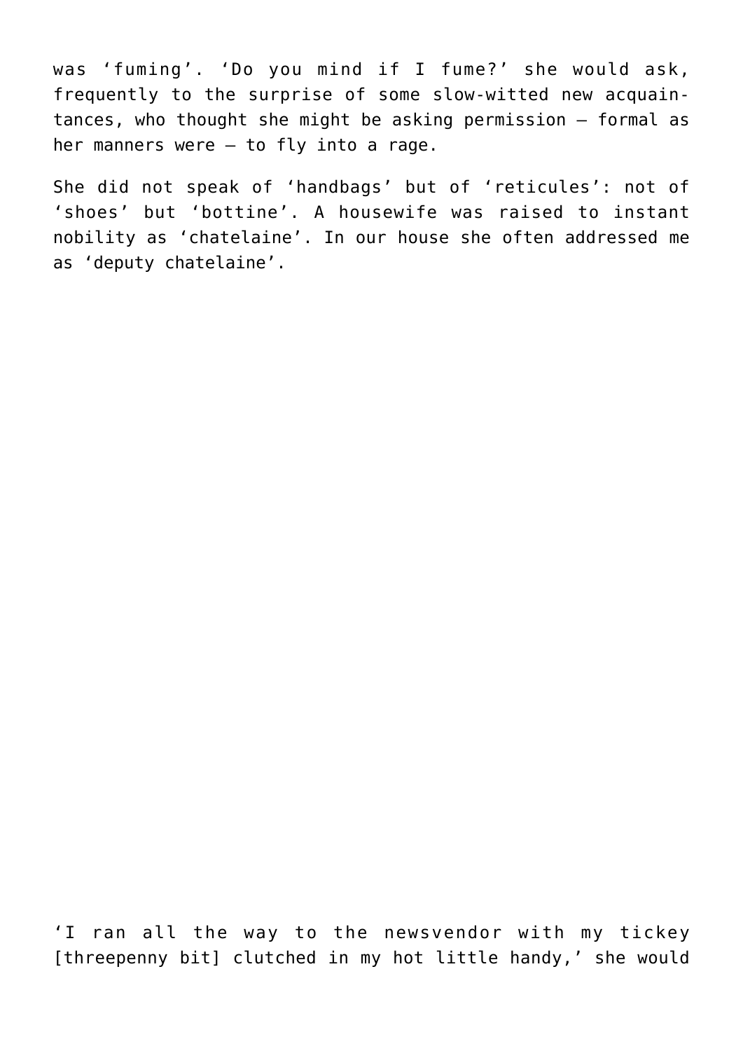was 'fuming'. 'Do you mind if I fume?' she would ask, frequently to the surprise of some slow-witted new acquaintances, who thought she might be asking permission – formal as her manners were – to fly into a rage.

She did not speak of 'handbags' but of 'reticules': not of 'shoes' but 'bottine'. A housewife was raised to instant nobility as 'chatelaine'. In our house she often addressed me as 'deputy chatelaine'.

'I ran all the way to the newsvendor with my tickey [threepenny bit] clutched in my hot little handy,' she would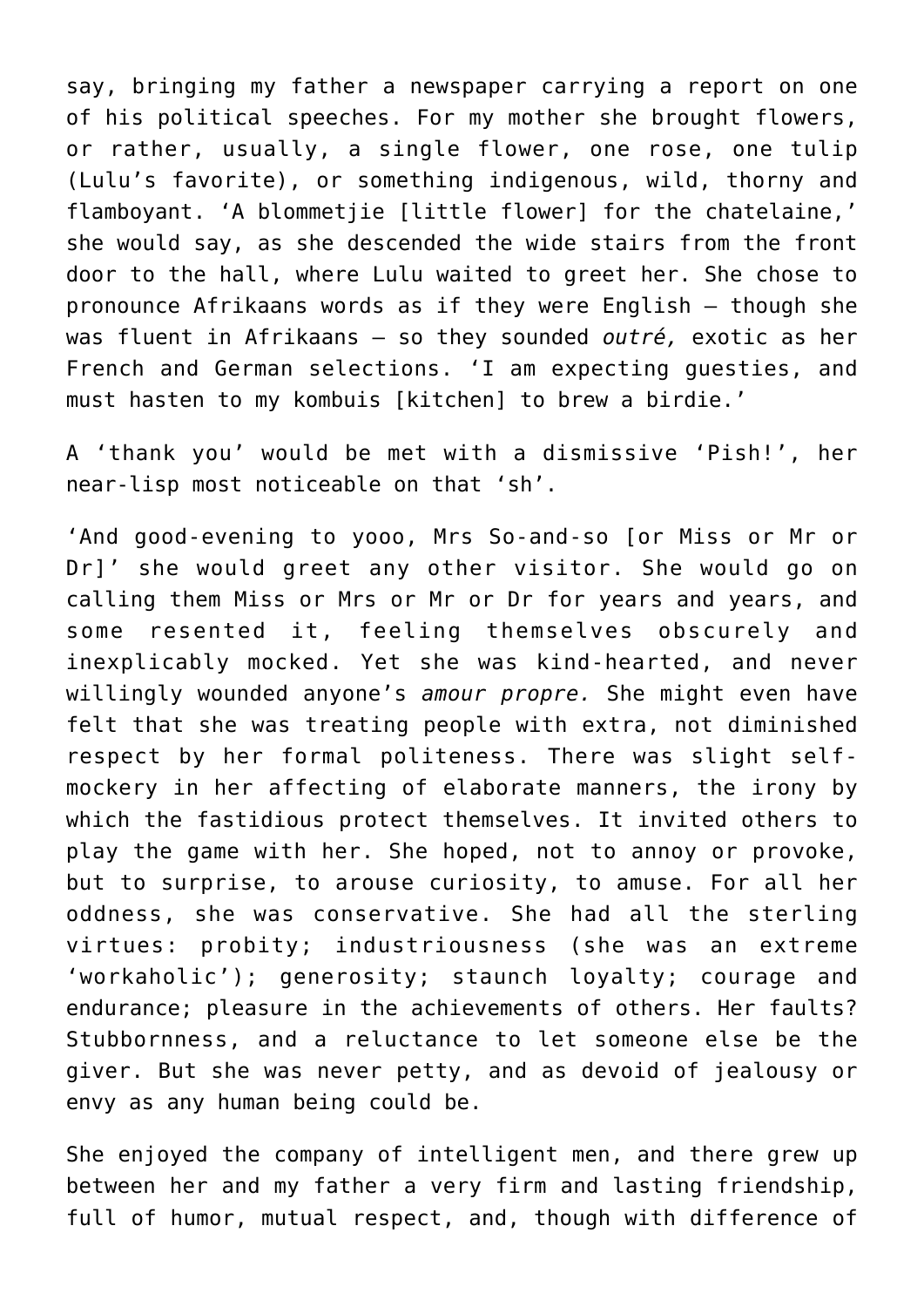say, bringing my father a newspaper carrying a report on one of his political speeches. For my mother she brought flowers, or rather, usually, a single flower, one rose, one tulip (Lulu's favorite), or something indigenous, wild, thorny and flamboyant. 'A blommetjie [little flower] for the chatelaine,' she would say, as she descended the wide stairs from the front door to the hall, where Lulu waited to greet her. She chose to pronounce Afrikaans words as if they were English – though she was fluent in Afrikaans – so they sounded *outré,* exotic as her French and German selections. 'I am expecting guesties, and must hasten to my kombuis [kitchen] to brew a birdie.'

A 'thank you' would be met with a dismissive 'Pish!', her near-lisp most noticeable on that 'sh'.

'And good-evening to yooo, Mrs So-and-so [or Miss or Mr or Dr]' she would greet any other visitor. She would go on calling them Miss or Mrs or Mr or Dr for years and years, and some resented it, feeling themselves obscurely and inexplicably mocked. Yet she was kind-hearted, and never willingly wounded anyone's *amour propre.* She might even have felt that she was treating people with extra, not diminished respect by her formal politeness. There was slight self-mockery in her affecting of elaborate manners, the irony by which the fastidious protect themselves. It invited others to play the game with her. She hoped, not to annoy or provoke, but to surprise, to arouse curiosity, to amuse. For all her oddness, she was conservative. She had all the sterling virtues: probity; industriousness (she was an extreme 'workaholic'); generosity; staunch loyalty; courage and endurance; pleasure in the achievements of others. Her faults? Stubbornness, and a reluctance to let someone else be the giver. But she was never petty, and as devoid of jealousy or envy as any human being could be.

She enjoyed the company of intelligent men, and there grew up between her and my father a very firm and lasting friendship, full of humor, mutual respect, and, though with difference of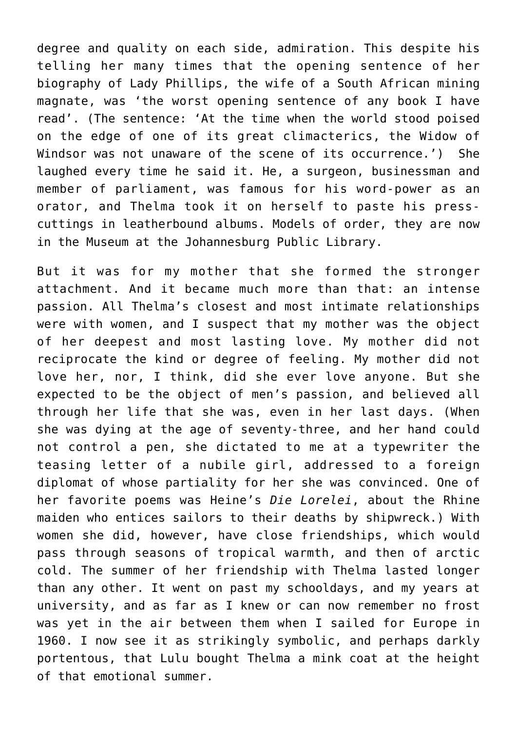degree and quality on each side, admiration. This despite his telling her many times that the opening sentence of her biography of Lady Phillips, the wife of a South African mining magnate, was 'the worst opening sentence of any book I have read'. (The sentence: 'At the time when the world stood poised on the edge of one of its great climacterics, the Widow of Windsor was not unaware of the scene of its occurrence.') She laughed every time he said it. He, a surgeon, businessman and member of parliament, was famous for his word-power as an orator, and Thelma took it on herself to paste his press-cuttings in leatherbound albums. Models of order, they are now in the Museum at the Johannesburg Public Library.

But it was for my mother that she formed the stronger attachment. And it became much more than that: an intense passion. All Thelma's closest and most intimate relationships were with women, and I suspect that my mother was the object of her deepest and most lasting love. My mother did not reciprocate the kind or degree of feeling. My mother did not love her, nor, I think, did she ever love anyone. But she expected to be the object of men's passion, and believed all through her life that she was, even in her last days. (When she was dying at the age of seventy-three, and her hand could not control a pen, she dictated to me at a typewriter the teasing letter of a nubile girl, addressed to a foreign diplomat of whose partiality for her she was convinced. One of her favorite poems was Heine's *Die Lorelei*, about the Rhine maiden who entices sailors to their deaths by shipwreck.) With women she did, however, have close friendships, which would pass through seasons of tropical warmth, and then of arctic cold. The summer of her friendship with Thelma lasted longer than any other. It went on past my schooldays, and my years at university, and as far as I knew or can now remember no frost was yet in the air between them when I sailed for Europe in 1960. I now see it as strikingly symbolic, and perhaps darkly portentous, that Lulu bought Thelma a mink coat at the height of that emotional summer.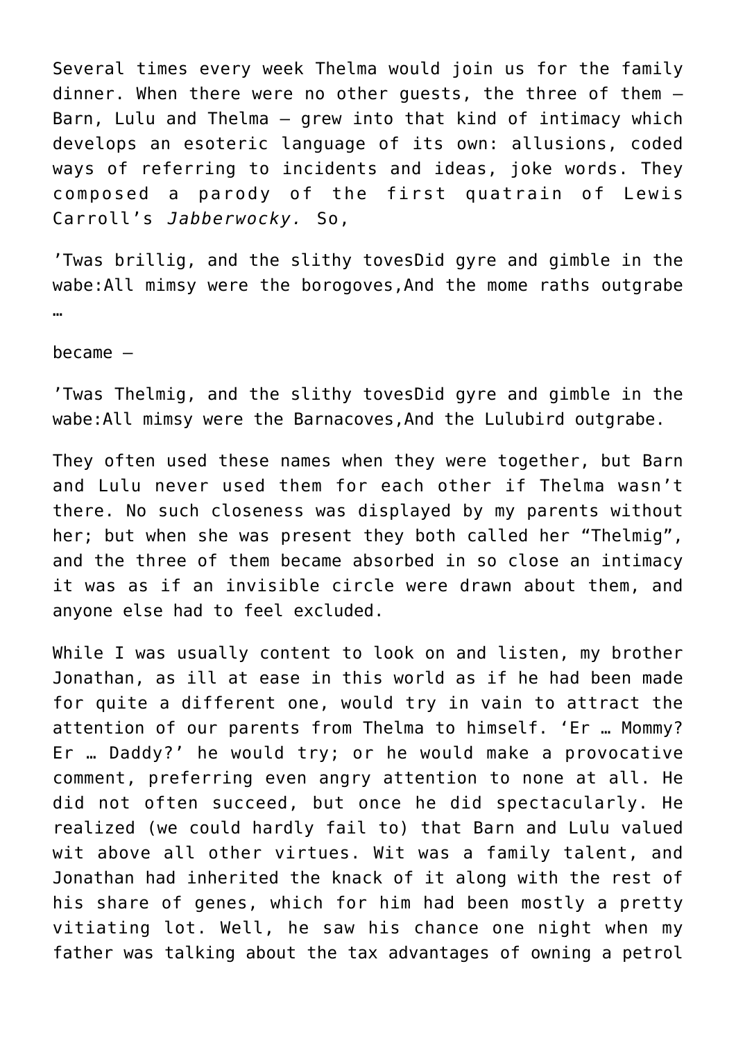Several times every week Thelma would join us for the family dinner. When there were no other guests, the three of them – Barn, Lulu and Thelma – grew into that kind of intimacy which develops an esoteric language of its own: allusions, coded ways of referring to incidents and ideas, joke words. They composed a parody of the first quatrain of Lewis Carroll's *Jabberwocky.* So,

'Twas brillig, and the slithy tovesDid gyre and gimble in the wabe:All mimsy were the borogoves,And the mome raths outgrabe …

became –

'Twas Thelmig, and the slithy tovesDid gyre and gimble in the wabe:All mimsy were the Barnacoves,And the Lulubird outgrabe.

They often used these names when they were together, but Barn and Lulu never used them for each other if Thelma wasn't there. No such closeness was displayed by my parents without her; but when she was present they both called her "Thelmig", and the three of them became absorbed in so close an intimacy it was as if an invisible circle were drawn about them, and anyone else had to feel excluded.

While I was usually content to look on and listen, my brother Jonathan, as ill at ease in this world as if he had been made for quite a different one, would try in vain to attract the attention of our parents from Thelma to himself. 'Er … Mommy? Er … Daddy?' he would try; or he would make a provocative comment, preferring even angry attention to none at all. He did not often succeed, but once he did spectacularly. He realized (we could hardly fail to) that Barn and Lulu valued wit above all other virtues. Wit was a family talent, and Jonathan had inherited the knack of it along with the rest of his share of genes, which for him had been mostly a pretty vitiating lot. Well, he saw his chance one night when my father was talking about the tax advantages of owning a petrol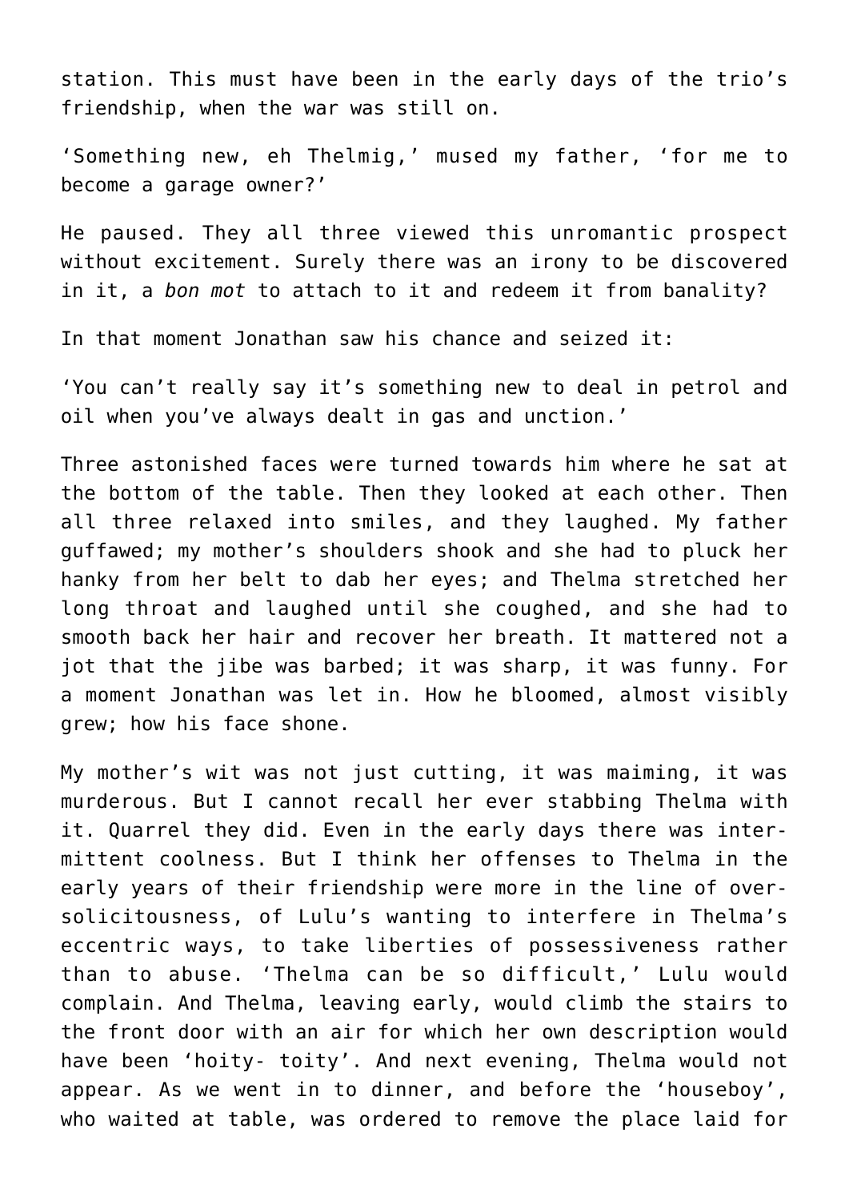station. This must have been in the early days of the trio's friendship, when the war was still on.

'Something new, eh Thelmig,' mused my father, 'for me to become a garage owner?'

He paused. They all three viewed this unromantic prospect without excitement. Surely there was an irony to be discovered in it, a *bon mot* to attach to it and redeem it from banality?

In that moment Jonathan saw his chance and seized it:

'You can't really say it's something new to deal in petrol and oil when you've always dealt in gas and unction.'

Three astonished faces were turned towards him where he sat at the bottom of the table. Then they looked at each other. Then all three relaxed into smiles, and they laughed. My father guffawed; my mother's shoulders shook and she had to pluck her hanky from her belt to dab her eyes; and Thelma stretched her long throat and laughed until she coughed, and she had to smooth back her hair and recover her breath. It mattered not a jot that the jibe was barbed; it was sharp, it was funny. For a moment Jonathan was let in. How he bloomed, almost visibly grew; how his face shone.

My mother's wit was not just cutting, it was maiming, it was murderous. But I cannot recall her ever stabbing Thelma with it. Quarrel they did. Even in the early days there was intermittent coolness. But I think her offenses to Thelma in the early years of their friendship were more in the line of over-solicitousness, of Lulu's wanting to interfere in Thelma's eccentric ways, to take liberties of possessiveness rather than to abuse. 'Thelma can be so difficult,' Lulu would complain. And Thelma, leaving early, would climb the stairs to the front door with an air for which her own description would have been 'hoity- toity'. And next evening, Thelma would not appear. As we went in to dinner, and before the 'houseboy', who waited at table, was ordered to remove the place laid for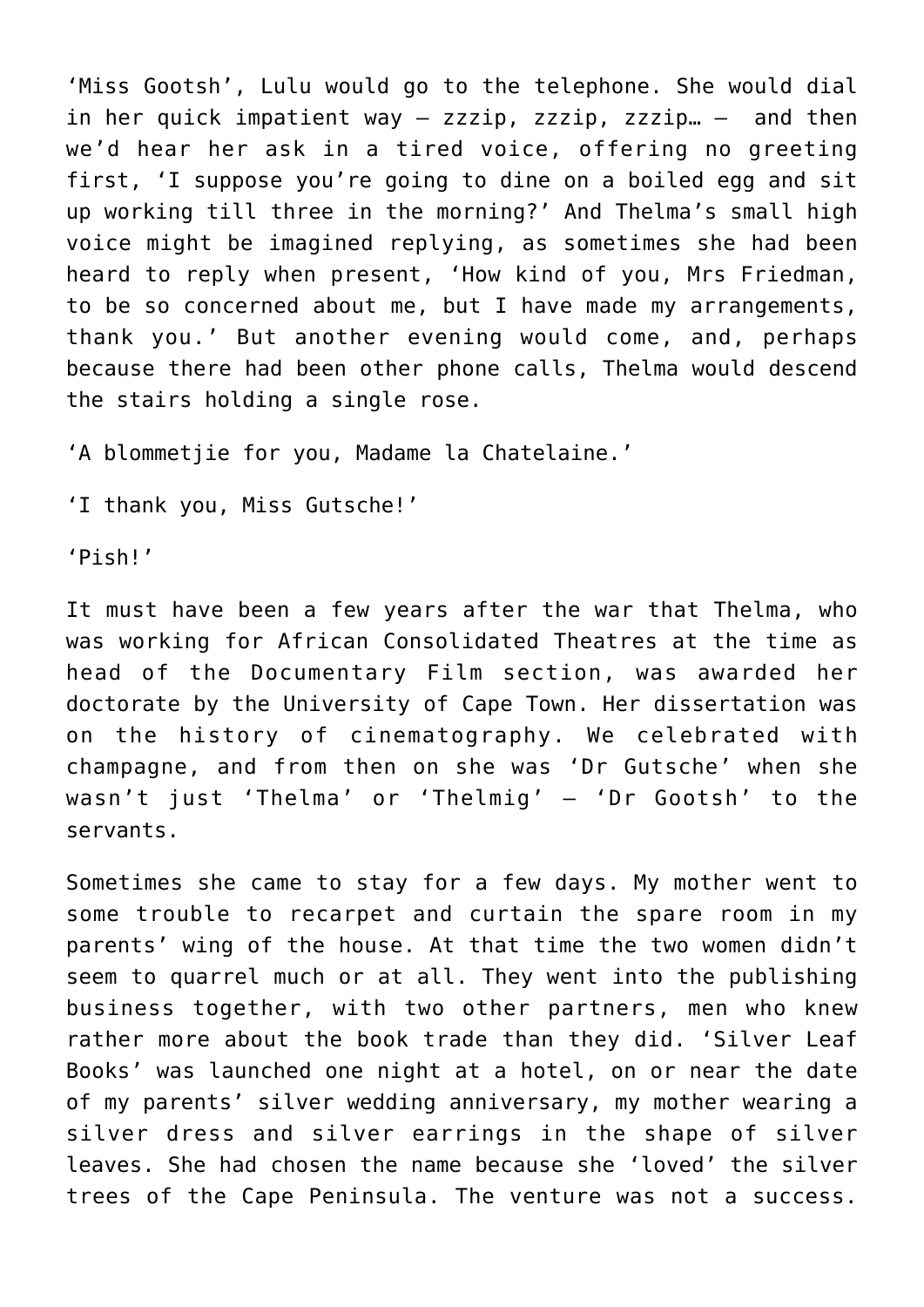'Miss Gootsh', Lulu would go to the telephone. She would dial in her quick impatient way – zzzip, zzzip, zzzip… – and then we'd hear her ask in a tired voice, offering no greeting first, 'I suppose you're going to dine on a boiled egg and sit up working till three in the morning?' And Thelma's small high voice might be imagined replying, as sometimes she had been heard to reply when present, 'How kind of you, Mrs Friedman, to be so concerned about me, but I have made my arrangements, thank you.' But another evening would come, and, perhaps because there had been other phone calls, Thelma would descend the stairs holding a single rose.

'A blommetjie for you, Madame la Chatelaine.'

'I thank you, Miss Gutsche!'

'Pish!'

It must have been a few years after the war that Thelma, who was working for African Consolidated Theatres at the time as head of the Documentary Film section, was awarded her doctorate by the University of Cape Town. Her dissertation was on the history of cinematography. We celebrated with champagne, and from then on she was 'Dr Gutsche' when she wasn't just 'Thelma' or 'Thelmig' – 'Dr Gootsh' to the servants.

Sometimes she came to stay for a few days. My mother went to some trouble to recarpet and curtain the spare room in my parents' wing of the house. At that time the two women didn't seem to quarrel much or at all. They went into the publishing business together, with two other partners, men who knew rather more about the book trade than they did. 'Silver Leaf Books' was launched one night at a hotel, on or near the date of my parents' silver wedding anniversary, my mother wearing a silver dress and silver earrings in the shape of silver leaves. She had chosen the name because she 'loved' the silver trees of the Cape Peninsula. The venture was not a success.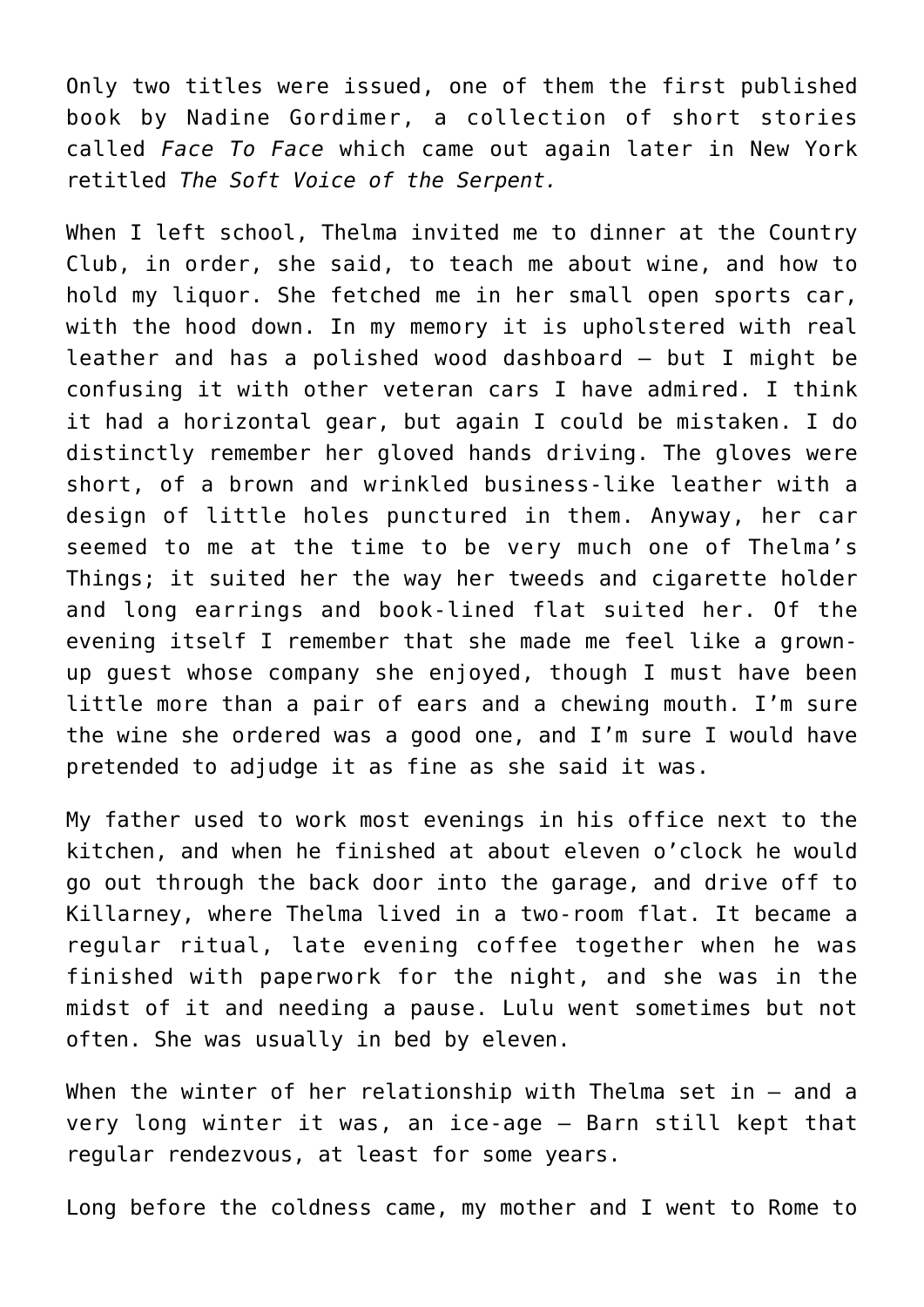Only two titles were issued, one of them the first published book by Nadine Gordimer, a collection of short stories called *Face To Face* which came out again later in New York retitled *The Soft Voice of the Serpent.*

When I left school, Thelma invited me to dinner at the Country Club, in order, she said, to teach me about wine, and how to hold my liquor. She fetched me in her small open sports car, with the hood down. In my memory it is upholstered with real leather and has a polished wood dashboard – but I might be confusing it with other veteran cars I have admired. I think it had a horizontal gear, but again I could be mistaken. I do distinctly remember her gloved hands driving. The gloves were short, of a brown and wrinkled business-like leather with a design of little holes punctured in them. Anyway, her car seemed to me at the time to be very much one of Thelma's Things; it suited her the way her tweeds and cigarette holder and long earrings and book-lined flat suited her. Of the evening itself I remember that she made me feel like a grown-up guest whose company she enjoyed, though I must have been little more than a pair of ears and a chewing mouth. I'm sure the wine she ordered was a good one, and I'm sure I would have pretended to adjudge it as fine as she said it was.

My father used to work most evenings in his office next to the kitchen, and when he finished at about eleven o'clock he would go out through the back door into the garage, and drive off to Killarney, where Thelma lived in a two-room flat. It became a regular ritual, late evening coffee together when he was finished with paperwork for the night, and she was in the midst of it and needing a pause. Lulu went sometimes but not often. She was usually in bed by eleven.

When the winter of her relationship with Thelma set in – and a very long winter it was, an ice-age – Barn still kept that regular rendezvous, at least for some years.

Long before the coldness came, my mother and I went to Rome to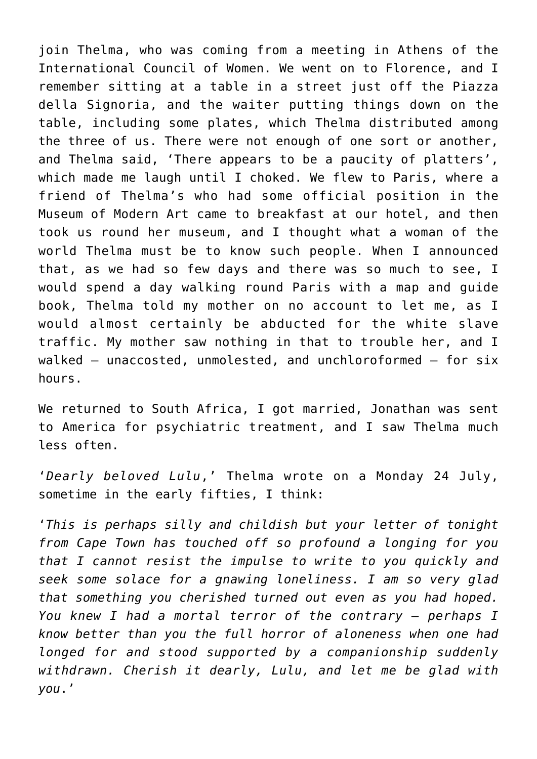join Thelma, who was coming from a meeting in Athens of the International Council of Women. We went on to Florence, and I remember sitting at a table in a street just off the Piazza della Signoria, and the waiter putting things down on the table, including some plates, which Thelma distributed among the three of us. There were not enough of one sort or another, and Thelma said, 'There appears to be a paucity of platters', which made me laugh until I choked. We flew to Paris, where a friend of Thelma's who had some official position in the Museum of Modern Art came to breakfast at our hotel, and then took us round her museum, and I thought what a woman of the world Thelma must be to know such people. When I announced that, as we had so few days and there was so much to see, I would spend a day walking round Paris with a map and guide book, Thelma told my mother on no account to let me, as I would almost certainly be abducted for the white slave traffic. My mother saw nothing in that to trouble her, and I walked – unaccosted, unmolested, and unchloroformed – for six hours.

We returned to South Africa, I got married, Jonathan was sent to America for psychiatric treatment, and I saw Thelma much less often.

'*Dearly beloved Lulu*,' Thelma wrote on a Monday 24 July, sometime in the early fifties, I think:

'*This is perhaps silly and childish but your letter of tonight from Cape Town has touched off so profound a longing for you that I cannot resist the impulse to write to you quickly and seek some solace for a gnawing loneliness. I am so very glad that something you cherished turned out even as you had hoped. You knew I had a mortal terror of the contrary – perhaps I know better than you the full horror of aloneness when one had longed for and stood supported by a companionship suddenly withdrawn. Cherish it dearly, Lulu, and let me be glad with you*.'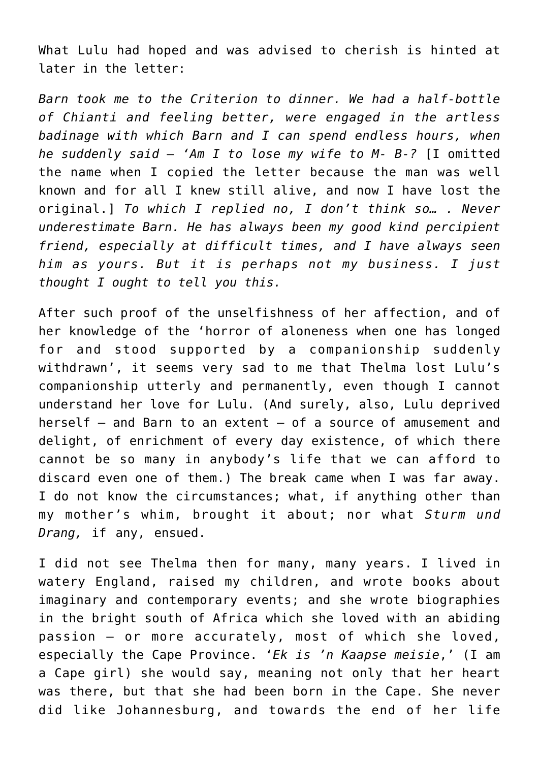What Lulu had hoped and was advised to cherish is hinted at later in the letter:

*Barn took me to the Criterion to dinner. We had a half-bottle of Chianti and feeling better, were engaged in the artless badinage with which Barn and I can spend endless hours, when he suddenly said – 'Am I to lose my wife to M- B-?* [I omitted the name when I copied the letter because the man was well known and for all I knew still alive, and now I have lost the original.] *To which I replied no, I don't think so… . Never underestimate Barn. He has always been my good kind percipient friend, especially at difficult times, and I have always seen him as yours. But it is perhaps not my business. I just thought I ought to tell you this.*

After such proof of the unselfishness of her affection, and of her knowledge of the 'horror of aloneness when one has longed for and stood supported by a companionship suddenly withdrawn', it seems very sad to me that Thelma lost Lulu's companionship utterly and permanently, even though I cannot understand her love for Lulu. (And surely, also, Lulu deprived herself – and Barn to an extent – of a source of amusement and delight, of enrichment of every day existence, of which there cannot be so many in anybody's life that we can afford to discard even one of them.) The break came when I was far away. I do not know the circumstances; what, if anything other than my mother's whim, brought it about; nor what *Sturm und Drang,* if any, ensued.

I did not see Thelma then for many, many years. I lived in watery England, raised my children, and wrote books about imaginary and contemporary events; and she wrote biographies in the bright south of Africa which she loved with an abiding passion – or more accurately, most of which she loved, especially the Cape Province. '*Ek is 'n Kaapse meisie*,' (I am a Cape girl) she would say, meaning not only that her heart was there, but that she had been born in the Cape. She never did like Johannesburg, and towards the end of her life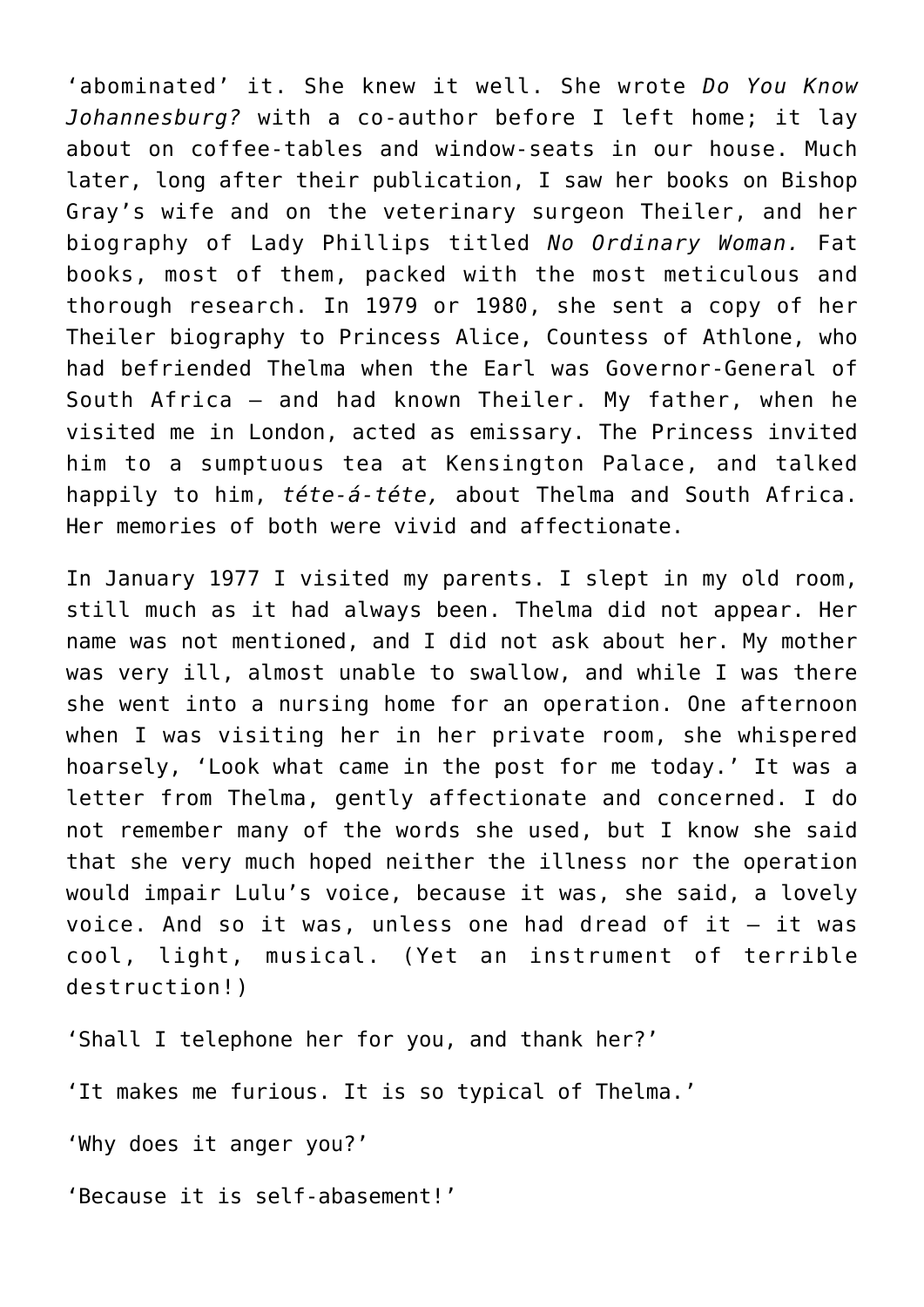‘abominated’ it. She knew it well. She wrote *Do You Know Johannesburg?* with a co-author before I left home; it lay about on coffee-tables and window-seats in our house. Much later, long after their publication, I saw her books on Bishop Gray’s wife and on the veterinary surgeon Theiler, and her biography of Lady Phillips titled *No Ordinary Woman.* Fat books, most of them, packed with the most meticulous and thorough research. In 1979 or 1980, she sent a copy of her Theiler biography to Princess Alice, Countess of Athlone, who had befriended Thelma when the Earl was Governor-General of South Africa – and had known Theiler. My father, when he visited me in London, acted as emissary. The Princess invited him to a sumptuous tea at Kensington Palace, and talked happily to him, *téte-á-téte,* about Thelma and South Africa. Her memories of both were vivid and affectionate.

In January 1977 I visited my parents. I slept in my old room, still much as it had always been. Thelma did not appear. Her name was not mentioned, and I did not ask about her. My mother was very ill, almost unable to swallow, and while I was there she went into a nursing home for an operation. One afternoon when I was visiting her in her private room, she whispered hoarsely, ‘Look what came in the post for me today.’ It was a letter from Thelma, gently affectionate and concerned. I do not remember many of the words she used, but I know she said that she very much hoped neither the illness nor the operation would impair Lulu’s voice, because it was, she said, a lovely voice. And so it was, unless one had dread of it – it was cool, light, musical. (Yet an instrument of terrible destruction!)

‘Shall I telephone her for you, and thank her?’

‘It makes me furious. It is so typical of Thelma.’

‘Why does it anger you?’

‘Because it is self-abasement!’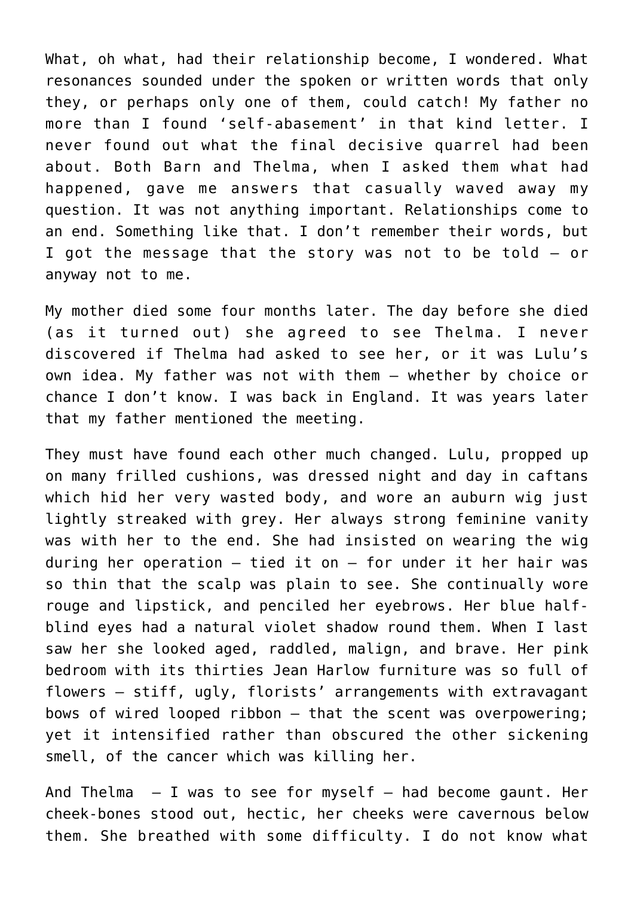What, oh what, had their relationship become, I wondered. What resonances sounded under the spoken or written words that only they, or perhaps only one of them, could catch! My father no more than I found 'self-abasement' in that kind letter. I never found out what the final decisive quarrel had been about. Both Barn and Thelma, when I asked them what had happened, gave me answers that casually waved away my question. It was not anything important. Relationships come to an end. Something like that. I don't remember their words, but I got the message that the story was not to be told – or anyway not to me.

My mother died some four months later. The day before she died (as it turned out) she agreed to see Thelma. I never discovered if Thelma had asked to see her, or it was Lulu's own idea. My father was not with them – whether by choice or chance I don't know. I was back in England. It was years later that my father mentioned the meeting.

They must have found each other much changed. Lulu, propped up on many frilled cushions, was dressed night and day in caftans which hid her very wasted body, and wore an auburn wig just lightly streaked with grey. Her always strong feminine vanity was with her to the end. She had insisted on wearing the wig during her operation – tied it on – for under it her hair was so thin that the scalp was plain to see. She continually wore rouge and lipstick, and penciled her eyebrows. Her blue half-blind eyes had a natural violet shadow round them. When I last saw her she looked aged, raddled, malign, and brave. Her pink bedroom with its thirties Jean Harlow furniture was so full of flowers – stiff, ugly, florists' arrangements with extravagant bows of wired looped ribbon – that the scent was overpowering; yet it intensified rather than obscured the other sickening smell, of the cancer which was killing her.

And Thelma – I was to see for myself – had become gaunt. Her cheek-bones stood out, hectic, her cheeks were cavernous below them. She breathed with some difficulty. I do not know what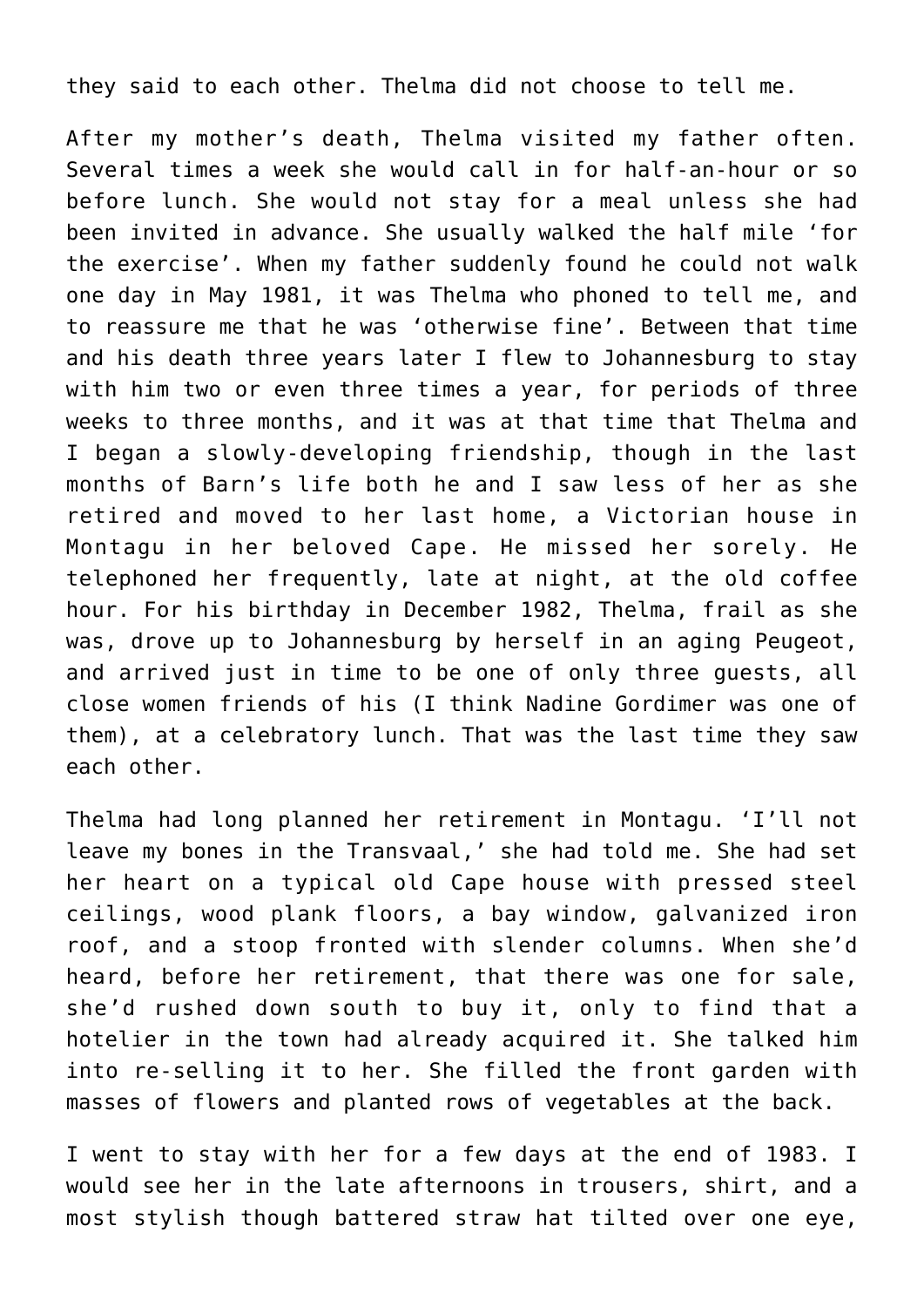they said to each other. Thelma did not choose to tell me.

After my mother's death, Thelma visited my father often. Several times a week she would call in for half-an-hour or so before lunch. She would not stay for a meal unless she had been invited in advance. She usually walked the half mile 'for the exercise'. When my father suddenly found he could not walk one day in May 1981, it was Thelma who phoned to tell me, and to reassure me that he was 'otherwise fine'. Between that time and his death three years later I flew to Johannesburg to stay with him two or even three times a year, for periods of three weeks to three months, and it was at that time that Thelma and I began a slowly-developing friendship, though in the last months of Barn's life both he and I saw less of her as she retired and moved to her last home, a Victorian house in Montagu in her beloved Cape. He missed her sorely. He telephoned her frequently, late at night, at the old coffee hour. For his birthday in December 1982, Thelma, frail as she was, drove up to Johannesburg by herself in an aging Peugeot, and arrived just in time to be one of only three guests, all close women friends of his (I think Nadine Gordimer was one of them), at a celebratory lunch. That was the last time they saw each other.

Thelma had long planned her retirement in Montagu. 'I'll not leave my bones in the Transvaal,' she had told me. She had set her heart on a typical old Cape house with pressed steel ceilings, wood plank floors, a bay window, galvanized iron roof, and a stoop fronted with slender columns. When she'd heard, before her retirement, that there was one for sale, she'd rushed down south to buy it, only to find that a hotelier in the town had already acquired it. She talked him into re-selling it to her. She filled the front garden with masses of flowers and planted rows of vegetables at the back.

I went to stay with her for a few days at the end of 1983. I would see her in the late afternoons in trousers, shirt, and a most stylish though battered straw hat tilted over one eye,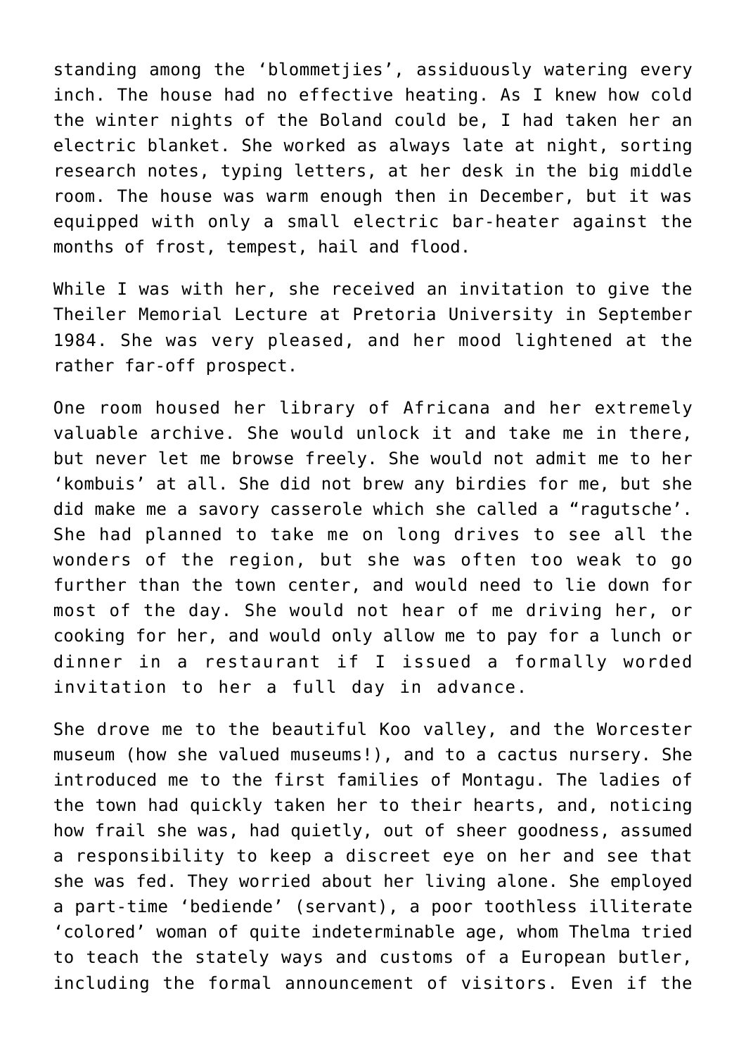standing among the 'blommetjies', assiduously watering every inch. The house had no effective heating. As I knew how cold the winter nights of the Boland could be, I had taken her an electric blanket. She worked as always late at night, sorting research notes, typing letters, at her desk in the big middle room. The house was warm enough then in December, but it was equipped with only a small electric bar-heater against the months of frost, tempest, hail and flood.

While I was with her, she received an invitation to give the Theiler Memorial Lecture at Pretoria University in September 1984. She was very pleased, and her mood lightened at the rather far-off prospect.

One room housed her library of Africana and her extremely valuable archive. She would unlock it and take me in there, but never let me browse freely. She would not admit me to her 'kombuis' at all. She did not brew any birdies for me, but she did make me a savory casserole which she called a "ragutsche'. She had planned to take me on long drives to see all the wonders of the region, but she was often too weak to go further than the town center, and would need to lie down for most of the day. She would not hear of me driving her, or cooking for her, and would only allow me to pay for a lunch or dinner in a restaurant if I issued a formally worded invitation to her a full day in advance.

She drove me to the beautiful Koo valley, and the Worcester museum (how she valued museums!), and to a cactus nursery. She introduced me to the first families of Montagu. The ladies of the town had quickly taken her to their hearts, and, noticing how frail she was, had quietly, out of sheer goodness, assumed a responsibility to keep a discreet eye on her and see that she was fed. They worried about her living alone. She employed a part-time 'bediende' (servant), a poor toothless illiterate 'colored' woman of quite indeterminable age, whom Thelma tried to teach the stately ways and customs of a European butler, including the formal announcement of visitors. Even if the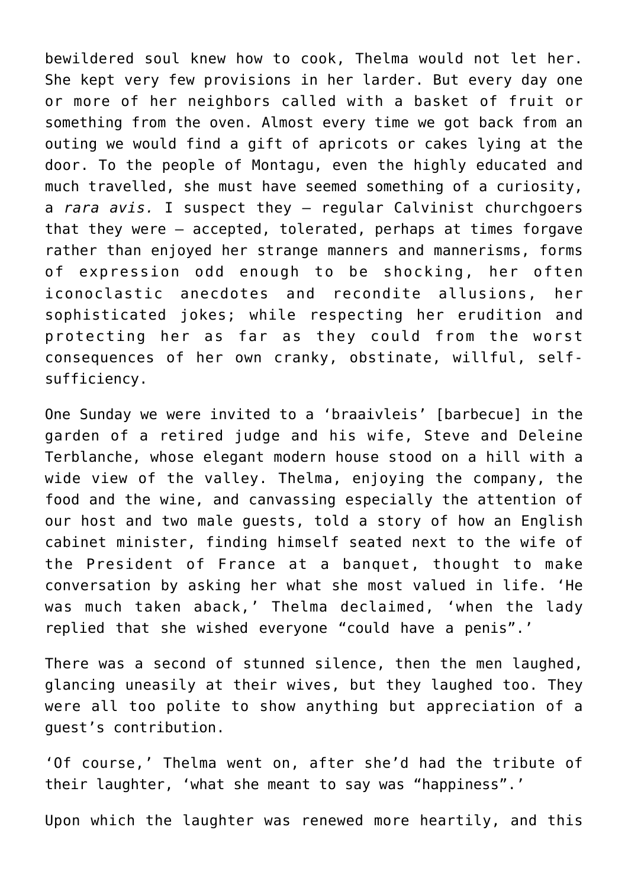bewildered soul knew how to cook, Thelma would not let her. She kept very few provisions in her larder. But every day one or more of her neighbors called with a basket of fruit or something from the oven. Almost every time we got back from an outing we would find a gift of apricots or cakes lying at the door. To the people of Montagu, even the highly educated and much travelled, she must have seemed something of a curiosity, a *rara avis.* I suspect they – regular Calvinist churchgoers that they were – accepted, tolerated, perhaps at times forgave rather than enjoyed her strange manners and mannerisms, forms of expression odd enough to be shocking, her often iconoclastic anecdotes and recondite allusions, her sophisticated jokes; while respecting her erudition and protecting her as far as they could from the worst consequences of her own cranky, obstinate, willful, self-sufficiency.

One Sunday we were invited to a 'braaivleis' [barbecue] in the garden of a retired judge and his wife, Steve and Deleine Terblanche, whose elegant modern house stood on a hill with a wide view of the valley. Thelma, enjoying the company, the food and the wine, and canvassing especially the attention of our host and two male guests, told a story of how an English cabinet minister, finding himself seated next to the wife of the President of France at a banquet, thought to make conversation by asking her what she most valued in life. 'He was much taken aback,' Thelma declaimed, 'when the lady replied that she wished everyone "could have a penis".'

There was a second of stunned silence, then the men laughed, glancing uneasily at their wives, but they laughed too. They were all too polite to show anything but appreciation of a guest's contribution.

'Of course,' Thelma went on, after she'd had the tribute of their laughter, 'what she meant to say was "happiness".'

Upon which the laughter was renewed more heartily, and this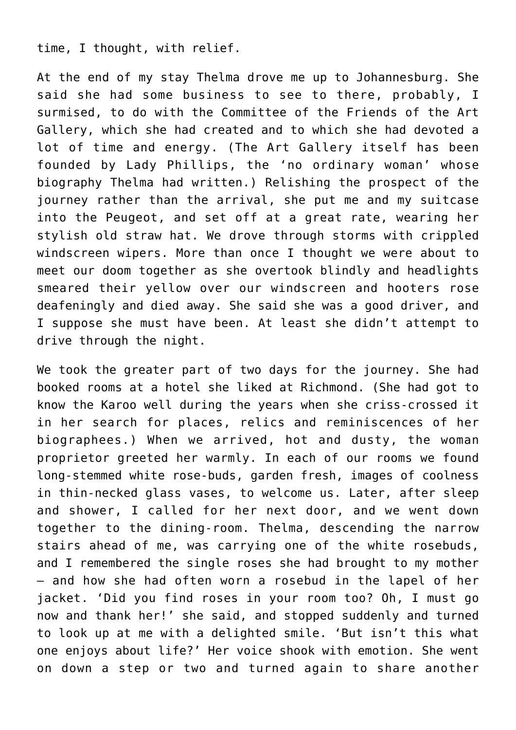time, I thought, with relief.

At the end of my stay Thelma drove me up to Johannesburg. She said she had some business to see to there, probably, I surmised, to do with the Committee of the Friends of the Art Gallery, which she had created and to which she had devoted a lot of time and energy. (The Art Gallery itself has been founded by Lady Phillips, the 'no ordinary woman' whose biography Thelma had written.) Relishing the prospect of the journey rather than the arrival, she put me and my suitcase into the Peugeot, and set off at a great rate, wearing her stylish old straw hat. We drove through storms with crippled windscreen wipers. More than once I thought we were about to meet our doom together as she overtook blindly and headlights smeared their yellow over our windscreen and hooters rose deafeningly and died away. She said she was a good driver, and I suppose she must have been. At least she didn't attempt to drive through the night.

We took the greater part of two days for the journey. She had booked rooms at a hotel she liked at Richmond. (She had got to know the Karoo well during the years when she criss-crossed it in her search for places, relics and reminiscences of her biographees.) When we arrived, hot and dusty, the woman proprietor greeted her warmly. In each of our rooms we found long-stemmed white rose-buds, garden fresh, images of coolness in thin-necked glass vases, to welcome us. Later, after sleep and shower, I called for her next door, and we went down together to the dining-room. Thelma, descending the narrow stairs ahead of me, was carrying one of the white rosebuds, and I remembered the single roses she had brought to my mother – and how she had often worn a rosebud in the lapel of her jacket. 'Did you find roses in your room too? Oh, I must go now and thank her!' she said, and stopped suddenly and turned to look up at me with a delighted smile. 'But isn't this what one enjoys about life?' Her voice shook with emotion. She went on down a step or two and turned again to share another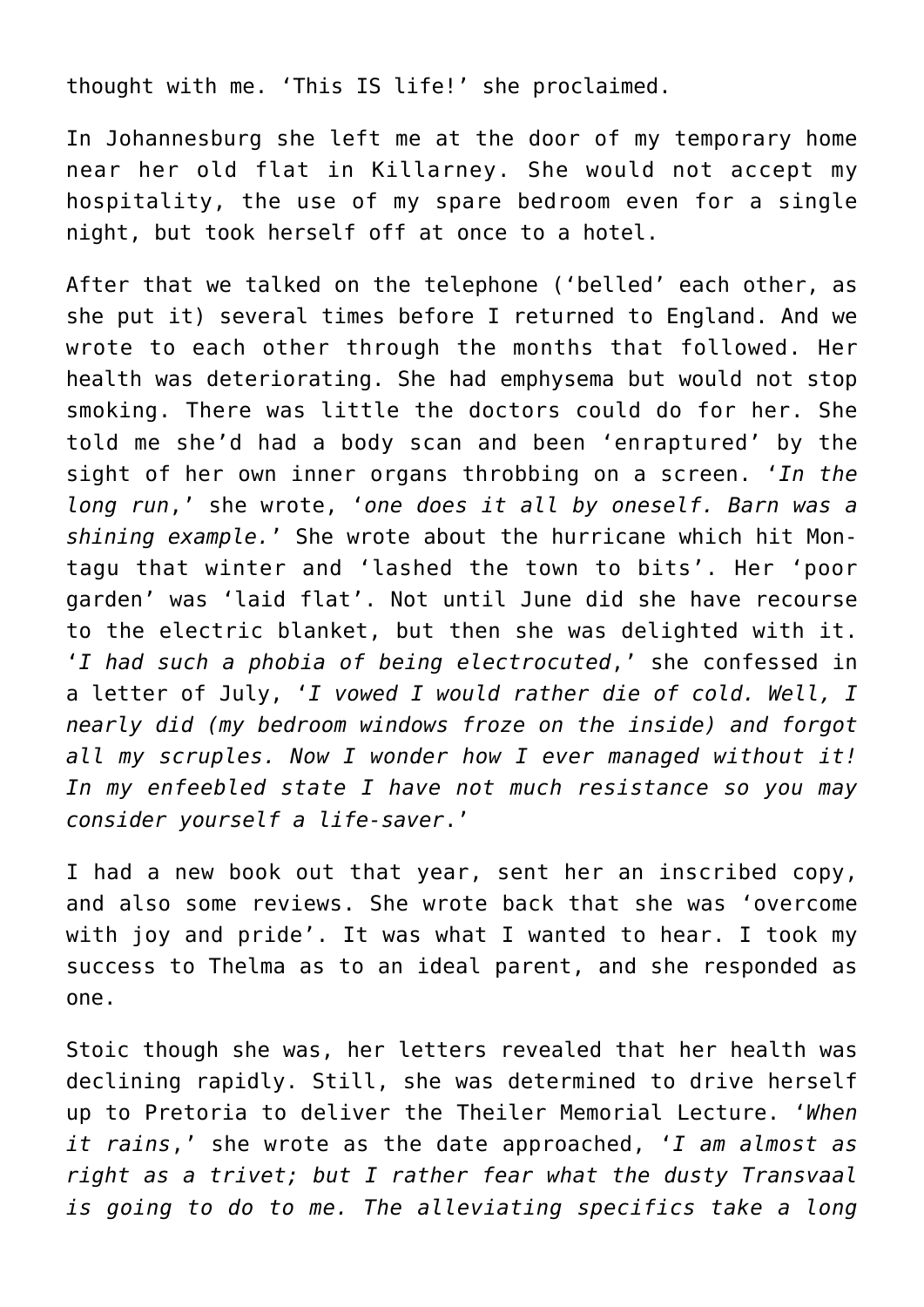thought with me. 'This IS life!' she proclaimed.

In Johannesburg she left me at the door of my temporary home near her old flat in Killarney. She would not accept my hospitality, the use of my spare bedroom even for a single night, but took herself off at once to a hotel.

After that we talked on the telephone ('belled' each other, as she put it) several times before I returned to England. And we wrote to each other through the months that followed. Her health was deteriorating. She had emphysema but would not stop smoking. There was little the doctors could do for her. She told me she'd had a body scan and been 'enraptured' by the sight of her own inner organs throbbing on a screen. '*In the long run*,' she wrote, '*one does it all by oneself. Barn was a shining example.*' She wrote about the hurricane which hit Montagu that winter and 'lashed the town to bits'. Her 'poor garden' was 'laid flat'. Not until June did she have recourse to the electric blanket, but then she was delighted with it. '*I had such a phobia of being electrocuted*,' she confessed in a letter of July, '*I vowed I would rather die of cold. Well, I nearly did (my bedroom windows froze on the inside) and forgot all my scruples. Now I wonder how I ever managed without it! In my enfeebled state I have not much resistance so you may consider yourself a life-saver*.'

I had a new book out that year, sent her an inscribed copy, and also some reviews. She wrote back that she was 'overcome with joy and pride'. It was what I wanted to hear. I took my success to Thelma as to an ideal parent, and she responded as one.

Stoic though she was, her letters revealed that her health was declining rapidly. Still, she was determined to drive herself up to Pretoria to deliver the Theiler Memorial Lecture. '*When it rains*,' she wrote as the date approached, '*I am almost as right as a trivet; but I rather fear what the dusty Transvaal is going to do to me. The alleviating specifics take a long*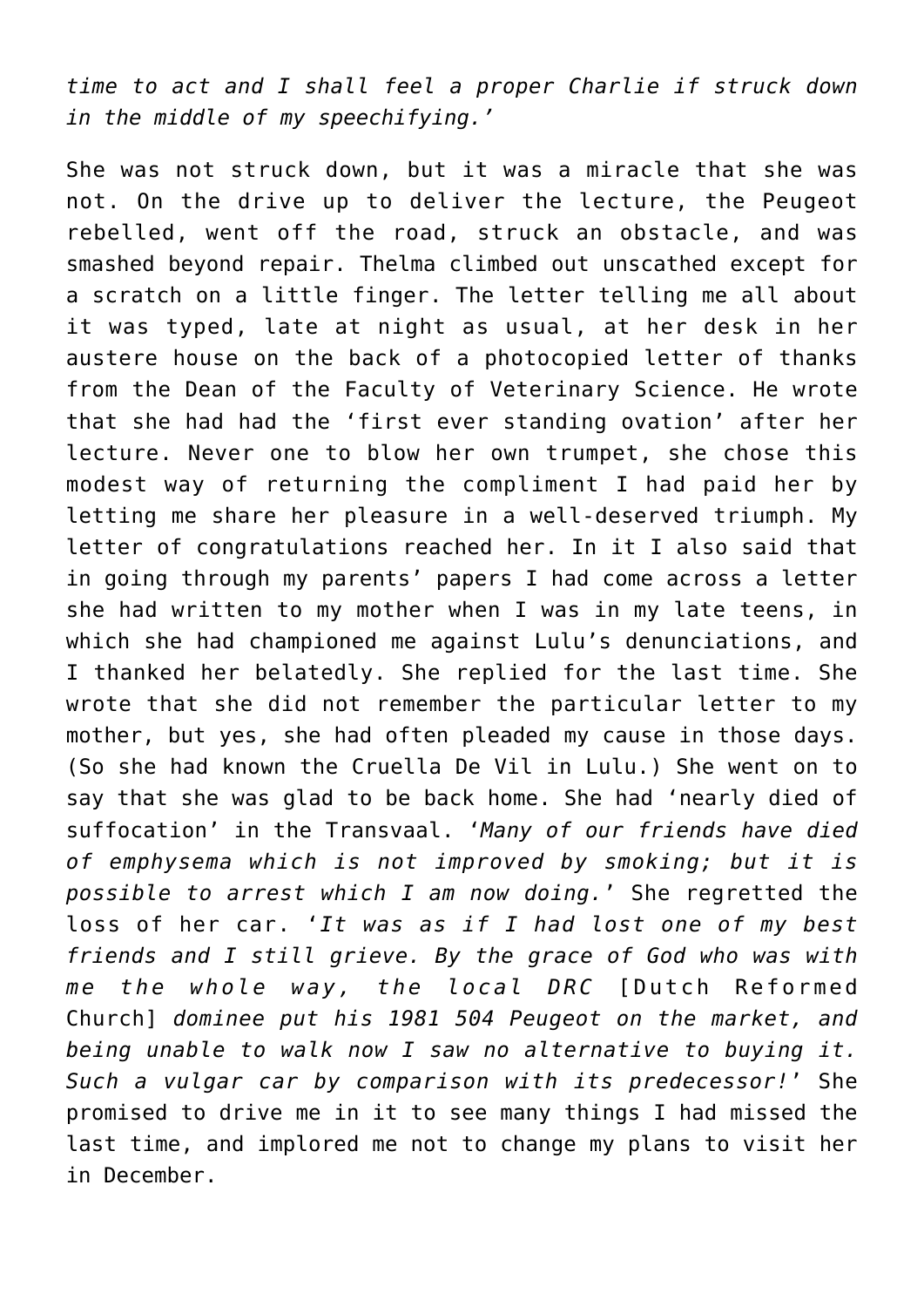*time to act and I shall feel a proper Charlie if struck down in the middle of my speechifying.'*

She was not struck down, but it was a miracle that she was not. On the drive up to deliver the lecture, the Peugeot rebelled, went off the road, struck an obstacle, and was smashed beyond repair. Thelma climbed out unscathed except for a scratch on a little finger. The letter telling me all about it was typed, late at night as usual, at her desk in her austere house on the back of a photocopied letter of thanks from the Dean of the Faculty of Veterinary Science. He wrote that she had had the 'first ever standing ovation' after her lecture. Never one to blow her own trumpet, she chose this modest way of returning the compliment I had paid her by letting me share her pleasure in a well-deserved triumph. My letter of congratulations reached her. In it I also said that in going through my parents' papers I had come across a letter she had written to my mother when I was in my late teens, in which she had championed me against Lulu's denunciations, and I thanked her belatedly. She replied for the last time. She wrote that she did not remember the particular letter to my mother, but yes, she had often pleaded my cause in those days. (So she had known the Cruella De Vil in Lulu.) She went on to say that she was glad to be back home. She had 'nearly died of suffocation' in the Transvaal. '*Many of our friends have died of emphysema which is not improved by smoking; but it is possible to arrest which I am now doing.*' She regretted the loss of her car. '*It was as if I had lost one of my best friends and I still grieve. By the grace of God who was with me the whole way, the local DRC* [Dutch Reformed Church] *dominee put his 1981 504 Peugeot on the market, and being unable to walk now I saw no alternative to buying it. Such a vulgar car by comparison with its predecessor!*' She promised to drive me in it to see many things I had missed the last time, and implored me not to change my plans to visit her in December.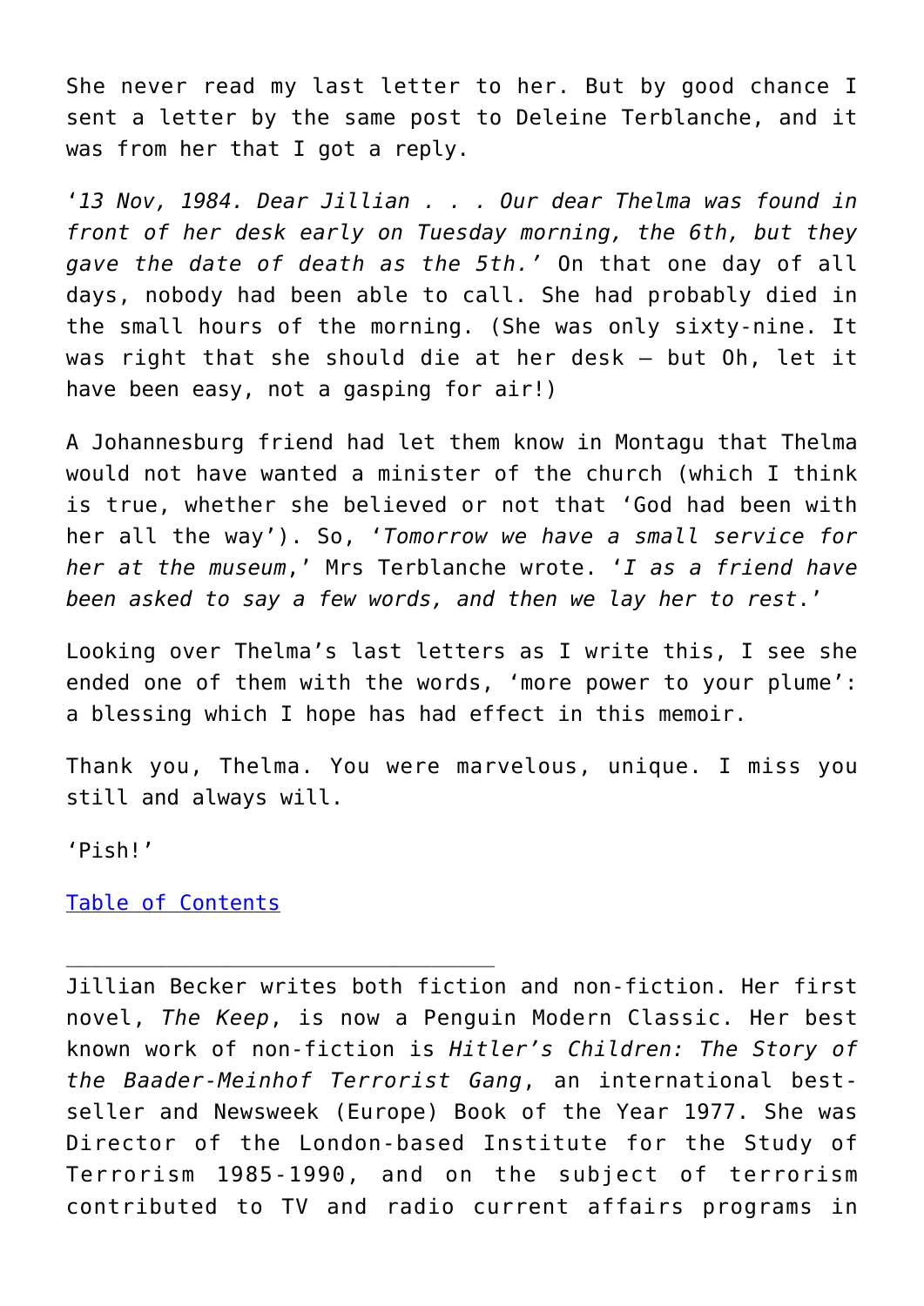She never read my last letter to her. But by good chance I sent a letter by the same post to Deleine Terblanche, and it was from her that I got a reply.

'*13 Nov, 1984. Dear Jillian . . . Our dear Thelma was found in front of her desk early on Tuesday morning, the 6th, but they gave the date of death as the 5th.'* On that one day of all days, nobody had been able to call. She had probably died in the small hours of the morning. (She was only sixty-nine. It was right that she should die at her desk – but Oh, let it have been easy, not a gasping for air!)

A Johannesburg friend had let them know in Montagu that Thelma would not have wanted a minister of the church (which I think is true, whether she believed or not that 'God had been with her all the way'). So, '*Tomorrow we have a small service for her at the museum*,' Mrs Terblanche wrote. '*I as a friend have been asked to say a few words, and then we lay her to rest*.'

Looking over Thelma's last letters as I write this, I see she ended one of them with the words, 'more power to your plume': a blessing which I hope has had effect in this memoir.

Thank you, Thelma. You were marvelous, unique. I miss you still and always will.

'Pish!'

[Table of Contents]

---

Jillian Becker writes both fiction and non-fiction. Her first novel, *The Keep*, is now a Penguin Modern Classic. Her best known work of non-fiction is *Hitler's Children: The Story of the Baader-Meinhof Terrorist Gang*, an international best-seller and Newsweek (Europe) Book of the Year 1977. She was Director of the London-based Institute for the Study of Terrorism 1985-1990, and on the subject of terrorism contributed to TV and radio current affairs programs in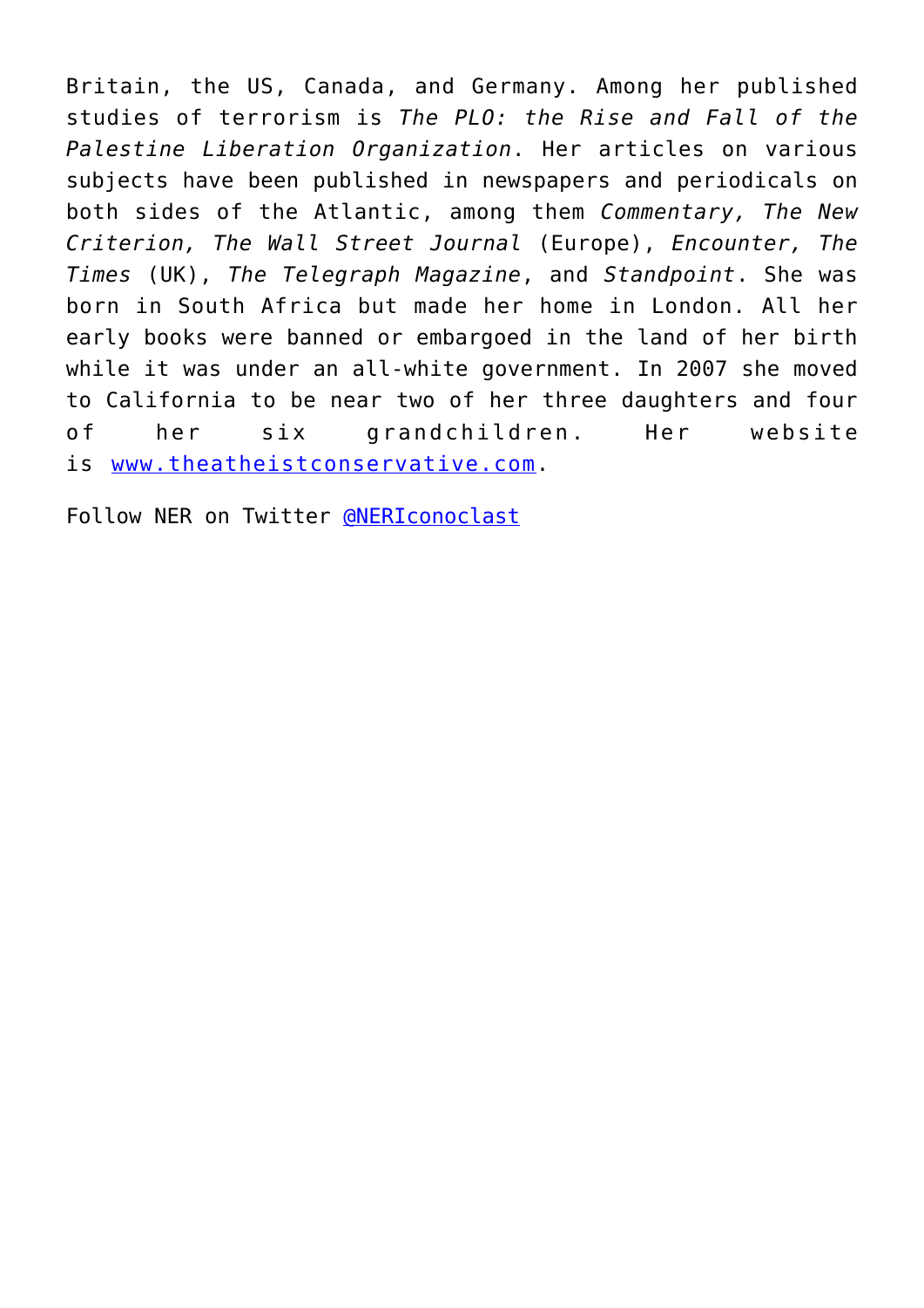Britain, the US, Canada, and Germany. Among her published studies of terrorism is *The PLO: the Rise and Fall of the Palestine Liberation Organization*. Her articles on various subjects have been published in newspapers and periodicals on both sides of the Atlantic, among them *Commentary, The New Criterion, The Wall Street Journal* (Europe), *Encounter, The Times* (UK), *The Telegraph Magazine*, and *Standpoint*. She was born in South Africa but made her home in London. All her early books were banned or embargoed in the land of her birth while it was under an all-white government. In 2007 she moved to California to be near two of her three daughters and four of her six grandchildren. Her website is [www.theatheistconservative.com](http://www.theatheistconservative.com).

Follow NER on Twitter [@NERIconoclast](https://twitter.com/NERIconoclast)